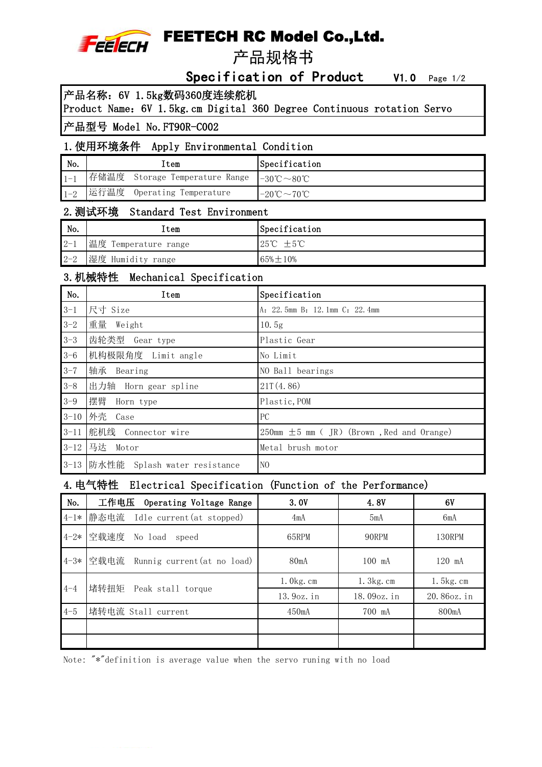# FEETECH RC Model Co.,Ltd.

## 产品规格书

## Specification of Product V1.0

产品名称：6V 1.5kg数码360度连续舵机
Product Name：6V 1.5kg.cm Digital 360 Degree Continuous rotation Servo

产品型号 Model No.FT90R-C002

### 1.使用环境条件 Apply Environmental Condition

| No. | Item | Specification |
|---|---|---|
| 1-1 | 存储温度 Storage Temperature Range | -30℃～80℃ |
| 1-2 | 运行温度 Operating Temperature | -20℃～70℃ |

### 2.测试环境 Standard Test Environment

| No. | Item | Specification |
|---|---|---|
| 2-1 | 温度 Temperature range | 25℃ ±5℃ |
| 2-2 | 湿度 Humidity range | 65%±10% |

### 3.机械特性 Mechanical Specification

| No. | Item | Specification |
|---|---|---|
| 3-1 | 尺寸 Size | A：22.5mm B：12.1mm C：22.4mm |
| 3-2 | 重量 Weight | 10.5g |
| 3-3 | 齿轮类型 Gear type | Plastic Gear |
| 3-6 | 机构极限角度 Limit angle | No Limit |
| 3-7 | 轴承 Bearing | NO Ball bearings |
| 3-8 | 出力轴 Horn gear spline | 21T(4.86) |
| 3-9 | 摆臂 Horn type | Plastic,POM |
| 3-10 | 外壳 Case | PC |
| 3-11 | 舵机线 Connector wire | 250mm ±5 mm（ JR）(Brown ,Red and Orange) |
| 3-12 | 马达 Motor | Metal brush motor |
| 3-13 | 防水性能 Splash water resistance | NO |

### 4.电气特性 Electrical Specification (Function of the Performance)

| No. | 工作电压 Operating Voltage Range | 3.0V | 4.8V | 6V |
|---|---|---|---|---|
| 4-1* | 静态电流 Idle current(at stopped) | 4mA | 5mA | 6mA |
| 4-2* | 空载速度 No load speed | 65RPM | 90RPM | 130RPM |
| 4-3* | 空载电流 Runnig current(at no load) | 80mA | 100 mA | 120 mA |
| 4-4 | 堵转扭矩 Peak stall torque | 1.0kg.cm | 1.3kg.cm | 1.5kg.cm |
| | | 13.9oz.in | 18.09oz.in | 20.86oz.in |
| 4-5 | 堵转电流 Stall current | 450mA | 700 mA | 800mA |
| | | | | |
| | | | | |

Note: "*"definition is average value when the servo runing with no load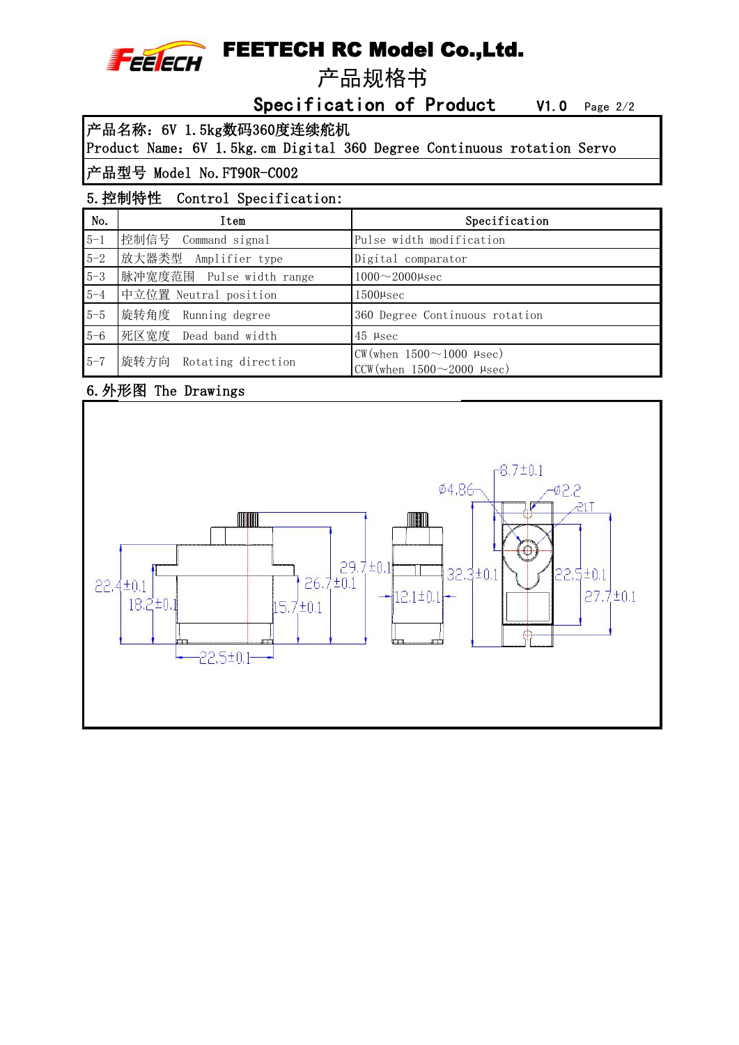# FEETECH RC Model Co.,Ltd.

## 产品规格书

## Specification of Product

V1.0

产品名称：6V 1.5kg数码360度连续舵机
Product Name：6V 1.5kg.cm Digital 360 Degree Continuous rotation Servo

产品型号 Model No.FT90R-C002

### 5.控制特性 Control Specification:

| No. | Item | Specification |
|---|---|---|
| 5-1 | 控制信号 Command signal | Pulse width modification |
| 5-2 | 放大器类型 Amplifier type | Digital comparator |
| 5-3 | 脉冲宽度范围 Pulse width range | 1000～2000μsec |
| 5-4 | 中立位置 Neutral position | 1500μsec |
| 5-5 | 旋转角度 Running degree | 360 Degree Continuous rotation |
| 5-6 | 死区宽度 Dead band width | 45 μsec |
| 5-7 | 旋转方向 Rotating direction | CW(when 1500～1000 μsec)<br>CCW(when 1500～2000 μsec) |

### 6.外形图 The Drawings

8.7±0.1
Ø4.86
Ø2.2
21T
22.4±0.1
18.2±0.1
26.7±0.1
29.7±0.1
15.7±0.1
22.5±0.1
12.1±0.1
32.3±0.1
22.5±0.1
27.7±0.1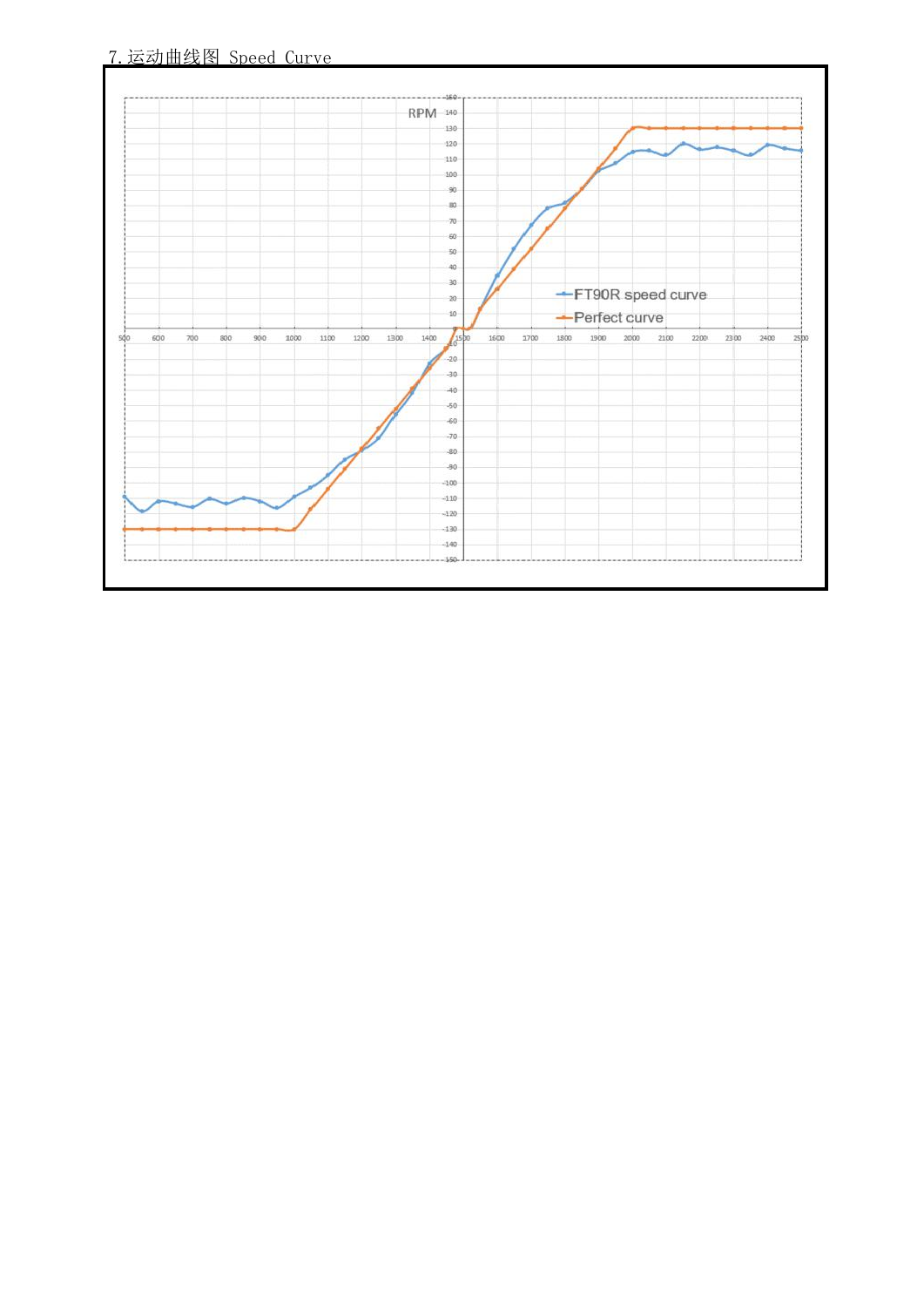7.运动曲线图 Speed Curve

RPM

150
140
130
120
110
100
90
80
70
60
50
40
30
20
10
0
-10
-20
-30
-40
-50
-60
-70
-80
-90
-100
-110
-120
-130
-140
-150

500 600 700 800 900 1000 1100 1200 1300 1400 1500 1600 1700 1800 1900 2000 2100 2200 2300 2400 2500

FT90R speed curve

Perfect curve